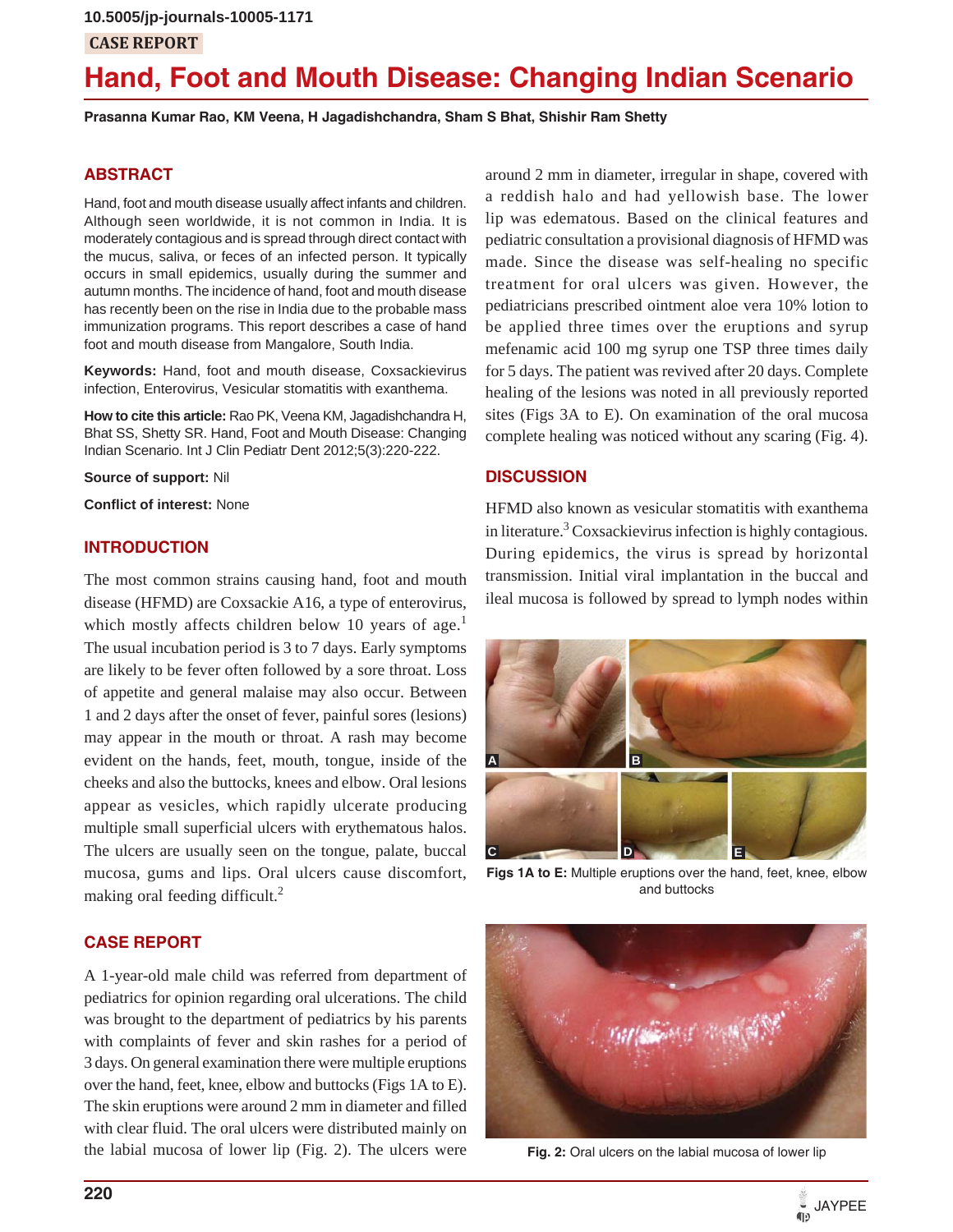10.5005/jp-journals-10005-1171

CASE REPORT

# Hand, Foot and Mouth Disease: Changing Indian Scenario

**Prasanna Kumar Rao, KM Veena, H Jagadishchandra, Sham S Bhat, Shishir Ram Shetty**

## ABSTRACT

Hand, foot and mouth disease usually affect infants and children. Although seen worldwide, it is not common in India. It is moderately contagious and is spread through direct contact with the mucus, saliva, or feces of an infected person. It typically occurs in small epidemics, usually during the summer and autumn months. The incidence of hand, foot and mouth disease has recently been on the rise in India due to the probable mass immunization programs. This report describes a case of hand foot and mouth disease from Mangalore, South India.

**Keywords:** Hand, foot and mouth disease, Coxsackievirus infection, Enterovirus, Vesicular stomatitis with exanthema.

**How to cite this article:** Rao PK, Veena KM, Jagadishchandra H, Bhat SS, Shetty SR. Hand, Foot and Mouth Disease: Changing Indian Scenario. Int J Clin Pediatr Dent 2012;5(3):220-222.

**Source of support:** Nil

**Conflict of interest:** None

## INTRODUCTION

The most common strains causing hand, foot and mouth disease (HFMD) are Coxsackie A16, a type of enterovirus, which mostly affects children below 10 years of age.[1] The usual incubation period is 3 to 7 days. Early symptoms are likely to be fever often followed by a sore throat. Loss of appetite and general malaise may also occur. Between 1 and 2 days after the onset of fever, painful sores (lesions) may appear in the mouth or throat. A rash may become evident on the hands, feet, mouth, tongue, inside of the cheeks and also the buttocks, knees and elbow. Oral lesions appear as vesicles, which rapidly ulcerate producing multiple small superficial ulcers with erythematous halos. The ulcers are usually seen on the tongue, palate, buccal mucosa, gums and lips. Oral ulcers cause discomfort, making oral feeding difficult.[2]

## CASE REPORT

A 1-year-old male child was referred from department of pediatrics for opinion regarding oral ulcerations. The child was brought to the department of pediatrics by his parents with complaints of fever and skin rashes for a period of 3 days. On general examination there were multiple eruptions over the hand, feet, knee, elbow and buttocks (Figs 1A to E). The skin eruptions were around 2 mm in diameter and filled with clear fluid. The oral ulcers were distributed mainly on the labial mucosa of lower lip (Fig. 2). The ulcers were around 2 mm in diameter, irregular in shape, covered with a reddish halo and had yellowish base. The lower lip was edematous. Based on the clinical features and pediatric consultation a provisional diagnosis of HFMD was made. Since the disease was self-healing no specific treatment for oral ulcers was given. However, the pediatricians prescribed ointment aloe vera 10% lotion to be applied three times over the eruptions and syrup mefenamic acid 100 mg syrup one TSP three times daily for 5 days. The patient was revived after 20 days. Complete healing of the lesions was noted in all previously reported sites (Figs 3A to E). On examination of the oral mucosa complete healing was noticed without any scaring (Fig. 4).

## DISCUSSION

HFMD also known as vesicular stomatitis with exanthema in literature.[3] Coxsackievirus infection is highly contagious. During epidemics, the virus is spread by horizontal transmission. Initial viral implantation in the buccal and ileal mucosa is followed by spread to lymph nodes within

**Figs 1A to E:** Multiple eruptions over the hand, feet, knee, elbow and buttocks

**Fig. 2:** Oral ulcers on the labial mucosa of lower lip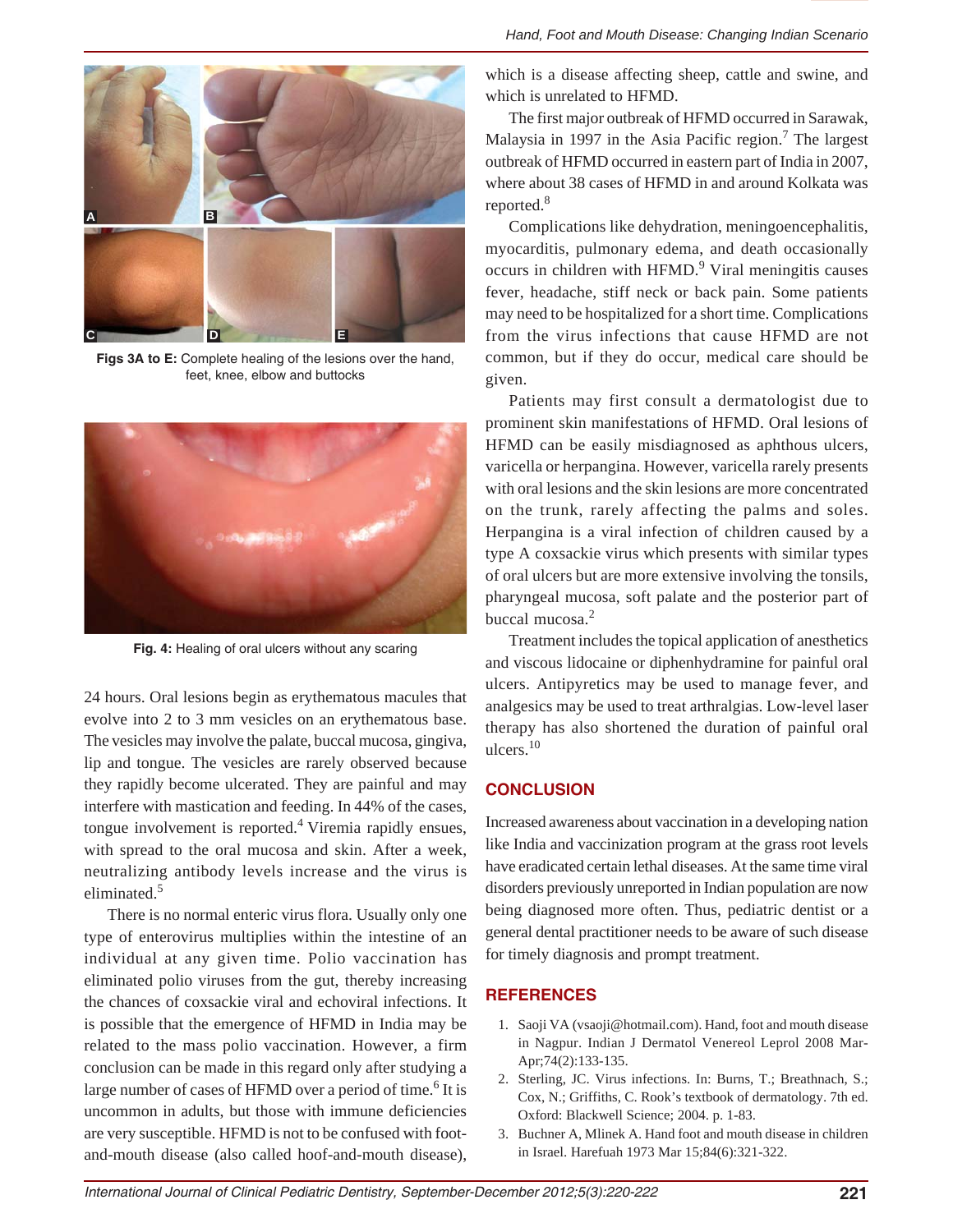Figs 3A to E: Complete healing of the lesions over the hand, feet, knee, elbow and buttocks

Fig. 4: Healing of oral ulcers without any scaring

24 hours. Oral lesions begin as erythematous macules that evolve into 2 to 3 mm vesicles on an erythematous base. The vesicles may involve the palate, buccal mucosa, gingiva, lip and tongue. The vesicles are rarely observed because they rapidly become ulcerated. They are painful and may interfere with mastication and feeding. In 44% of the cases, tongue involvement is reported.[4] Viremia rapidly ensues, with spread to the oral mucosa and skin. After a week, neutralizing antibody levels increase and the virus is eliminated.[5]

There is no normal enteric virus flora. Usually only one type of enterovirus multiplies within the intestine of an individual at any given time. Polio vaccination has eliminated polio viruses from the gut, thereby increasing the chances of coxsackie viral and echoviral infections. It is possible that the emergence of HFMD in India may be related to the mass polio vaccination. However, a firm conclusion can be made in this regard only after studying a large number of cases of HFMD over a period of time.[6] It is uncommon in adults, but those with immune deficiencies are very susceptible. HFMD is not to be confused with foot-and-mouth disease (also called hoof-and-mouth disease), which is a disease affecting sheep, cattle and swine, and which is unrelated to HFMD.

The first major outbreak of HFMD occurred in Sarawak, Malaysia in 1997 in the Asia Pacific region.[7] The largest outbreak of HFMD occurred in eastern part of India in 2007, where about 38 cases of HFMD in and around Kolkata was reported.[8]

Complications like dehydration, meningoencephalitis, myocarditis, pulmonary edema, and death occasionally occurs in children with HFMD.[9] Viral meningitis causes fever, headache, stiff neck or back pain. Some patients may need to be hospitalized for a short time. Complications from the virus infections that cause HFMD are not common, but if they do occur, medical care should be given.

Patients may first consult a dermatologist due to prominent skin manifestations of HFMD. Oral lesions of HFMD can be easily misdiagnosed as aphthous ulcers, varicella or herpangina. However, varicella rarely presents with oral lesions and the skin lesions are more concentrated on the trunk, rarely affecting the palms and soles. Herpangina is a viral infection of children caused by a type A coxsackie virus which presents with similar types of oral ulcers but are more extensive involving the tonsils, pharyngeal mucosa, soft palate and the posterior part of buccal mucosa.[2]

Treatment includes the topical application of anesthetics and viscous lidocaine or diphenhydramine for painful oral ulcers. Antipyretics may be used to manage fever, and analgesics may be used to treat arthralgias. Low-level laser therapy has also shortened the duration of painful oral ulcers.[10]

## CONCLUSION

Increased awareness about vaccination in a developing nation like India and vaccinization program at the grass root levels have eradicated certain lethal diseases. At the same time viral disorders previously unreported in Indian population are now being diagnosed more often. Thus, pediatric dentist or a general dental practitioner needs to be aware of such disease for timely diagnosis and prompt treatment.

## REFERENCES

1. Saoji VA (vsaoji@hotmail.com). Hand, foot and mouth disease in Nagpur. Indian J Dermatol Venereol Leprol 2008 Mar-Apr;74(2):133-135.
2. Sterling, JC. Virus infections. In: Burns, T.; Breathnach, S.; Cox, N.; Griffiths, C. Rook's textbook of dermatology. 7th ed. Oxford: Blackwell Science; 2004. p. 1-83.
3. Buchner A, Mlinek A. Hand foot and mouth disease in children in Israel. Harefuah 1973 Mar 15;84(6):321-322.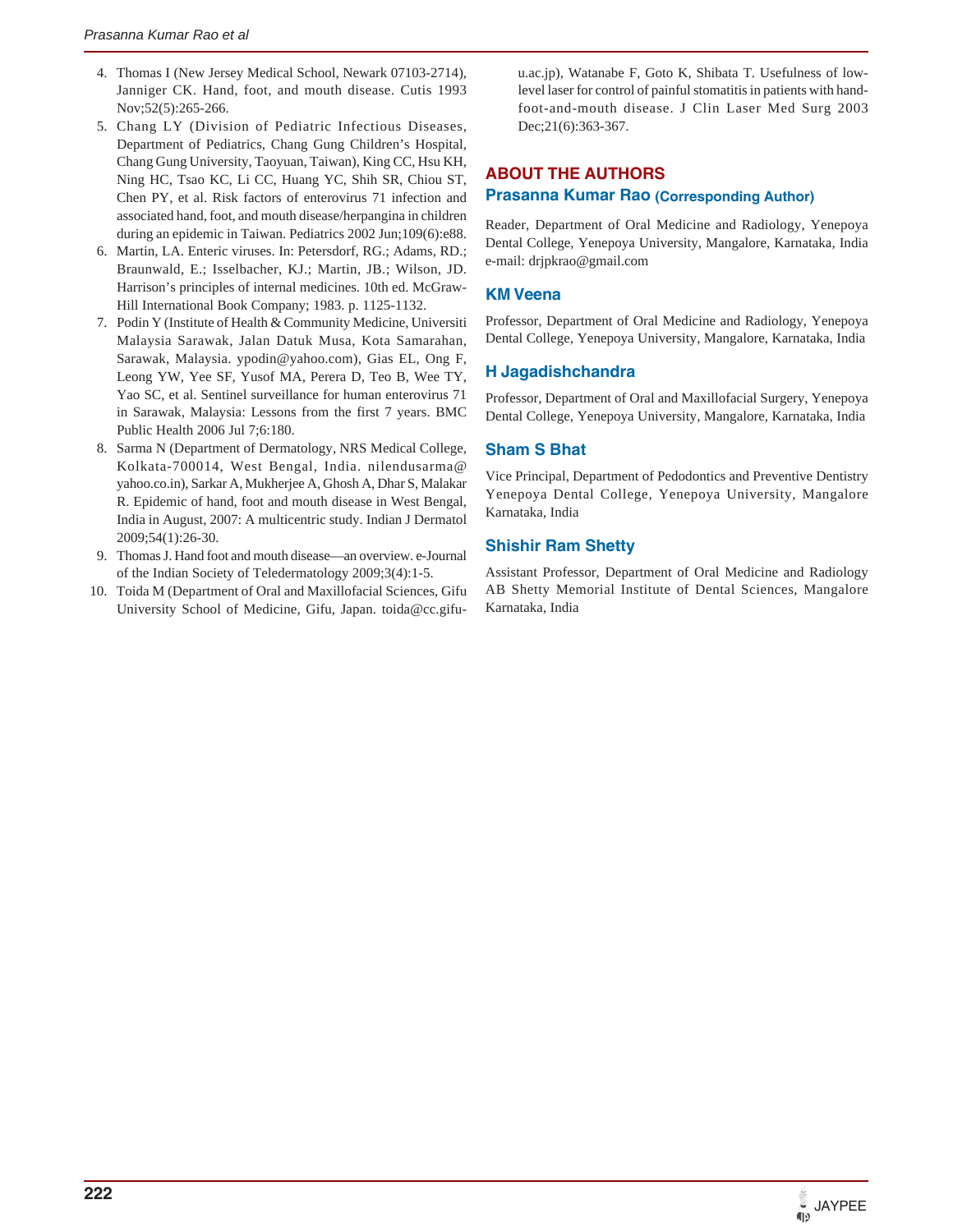4. Thomas I (New Jersey Medical School, Newark 07103-2714), Janniger CK. Hand, foot, and mouth disease. Cutis 1993 Nov;52(5):265-266.
5. Chang LY (Division of Pediatric Infectious Diseases, Department of Pediatrics, Chang Gung Children's Hospital, Chang Gung University, Taoyuan, Taiwan), King CC, Hsu KH, Ning HC, Tsao KC, Li CC, Huang YC, Shih SR, Chiou ST, Chen PY, et al. Risk factors of enterovirus 71 infection and associated hand, foot, and mouth disease/herpangina in children during an epidemic in Taiwan. Pediatrics 2002 Jun;109(6):e88.
6. Martin, LA. Enteric viruses. In: Petersdorf, RG.; Adams, RD.; Braunwald, E.; Isselbacher, KJ.; Martin, JB.; Wilson, JD. Harrison's principles of internal medicines. 10th ed. McGraw-Hill International Book Company; 1983. p. 1125-1132.
7. Podin Y (Institute of Health & Community Medicine, Universiti Malaysia Sarawak, Jalan Datuk Musa, Kota Samarahan, Sarawak, Malaysia. ypodin@yahoo.com), Gias EL, Ong F, Leong YW, Yee SF, Yusof MA, Perera D, Teo B, Wee TY, Yao SC, et al. Sentinel surveillance for human enterovirus 71 in Sarawak, Malaysia: Lessons from the first 7 years. BMC Public Health 2006 Jul 7;6:180.
8. Sarma N (Department of Dermatology, NRS Medical College, Kolkata-700014, West Bengal, India. nilendusarma@yahoo.co.in), Sarkar A, Mukherjee A, Ghosh A, Dhar S, Malakar R. Epidemic of hand, foot and mouth disease in West Bengal, India in August, 2007: A multicentric study. Indian J Dermatol 2009;54(1):26-30.
9. Thomas J. Hand foot and mouth disease—an overview. e-Journal of the Indian Society of Teledermatology 2009;3(4):1-5.
10. Toida M (Department of Oral and Maxillofacial Sciences, Gifu University School of Medicine, Gifu, Japan. toida@cc.gifu-u.ac.jp), Watanabe F, Goto K, Shibata T. Usefulness of low-level laser for control of painful stomatitis in patients with hand-foot-and-mouth disease. J Clin Laser Med Surg 2003 Dec;21(6):363-367.

## ABOUT THE AUTHORS

### Prasanna Kumar Rao (Corresponding Author)

Reader, Department of Oral Medicine and Radiology, Yenepoya Dental College, Yenepoya University, Mangalore, Karnataka, India
e-mail: drjpkrao@gmail.com

### KM Veena

Professor, Department of Oral Medicine and Radiology, Yenepoya Dental College, Yenepoya University, Mangalore, Karnataka, India

### H Jagadishchandra

Professor, Department of Oral and Maxillofacial Surgery, Yenepoya Dental College, Yenepoya University, Mangalore, Karnataka, India

### Sham S Bhat

Vice Principal, Department of Pedodontics and Preventive Dentistry Yenepoya Dental College, Yenepoya University, Mangalore Karnataka, India

### Shishir Ram Shetty

Assistant Professor, Department of Oral Medicine and Radiology AB Shetty Memorial Institute of Dental Sciences, Mangalore Karnataka, India